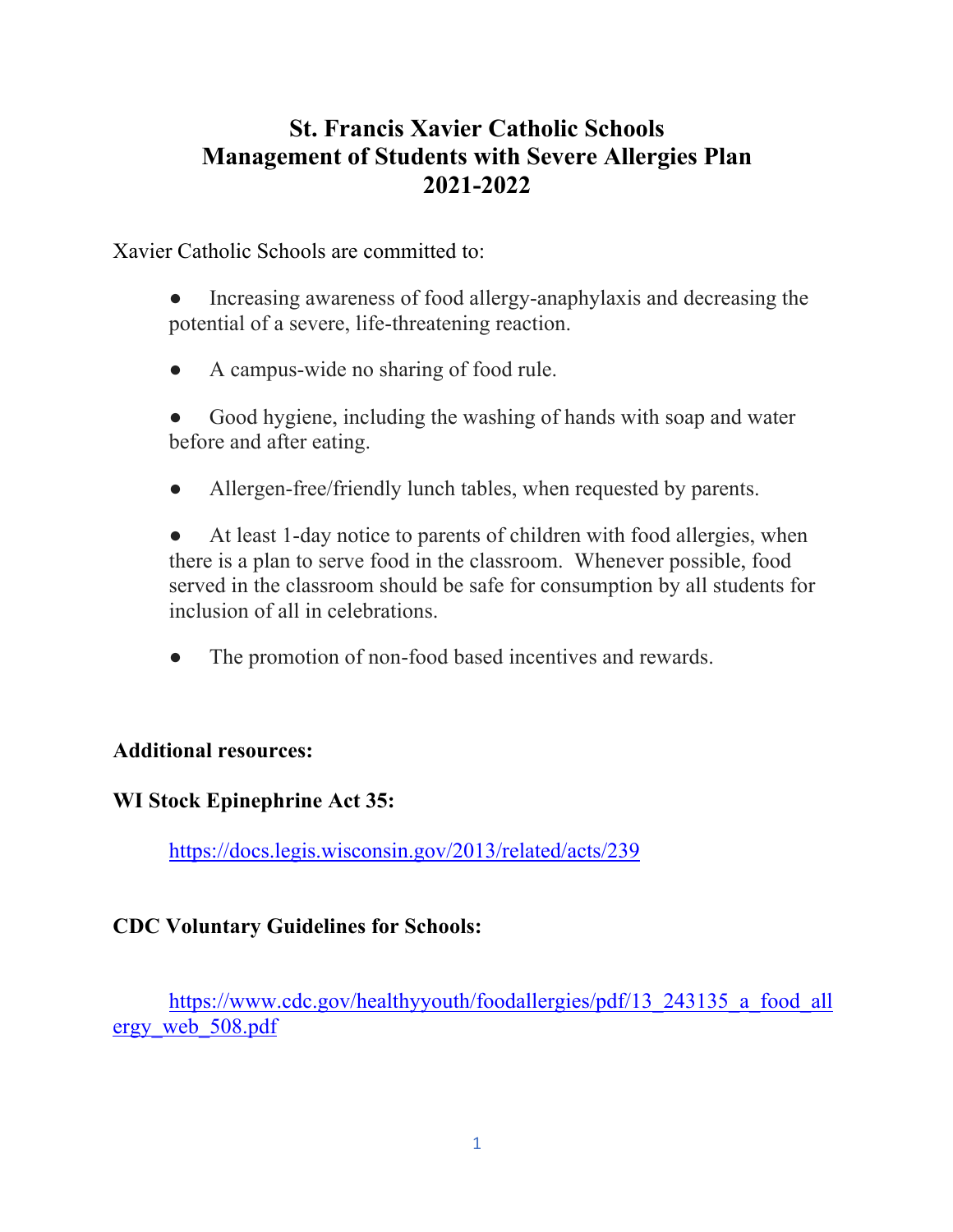# St. Francis Xavier Catholic Schools
# Management of Students with Severe Allergies Plan
# 2021-2022

Xavier Catholic Schools are committed to:

- Increasing awareness of food allergy-anaphylaxis and decreasing the potential of a severe, life-threatening reaction.
- A campus-wide no sharing of food rule.
- Good hygiene, including the washing of hands with soap and water before and after eating.
- Allergen-free/friendly lunch tables, when requested by parents.
- At least 1-day notice to parents of children with food allergies, when there is a plan to serve food in the classroom. Whenever possible, food served in the classroom should be safe for consumption by all students for inclusion of all in celebrations.
- The promotion of non-food based incentives and rewards.

**Additional resources:**

**WI Stock Epinephrine Act 35:**

https://docs.legis.wisconsin.gov/2013/related/acts/239

**CDC Voluntary Guidelines for Schools:**

https://www.cdc.gov/healthyyouth/foodallergies/pdf/13_243135_a_food_allergy_web_508.pdf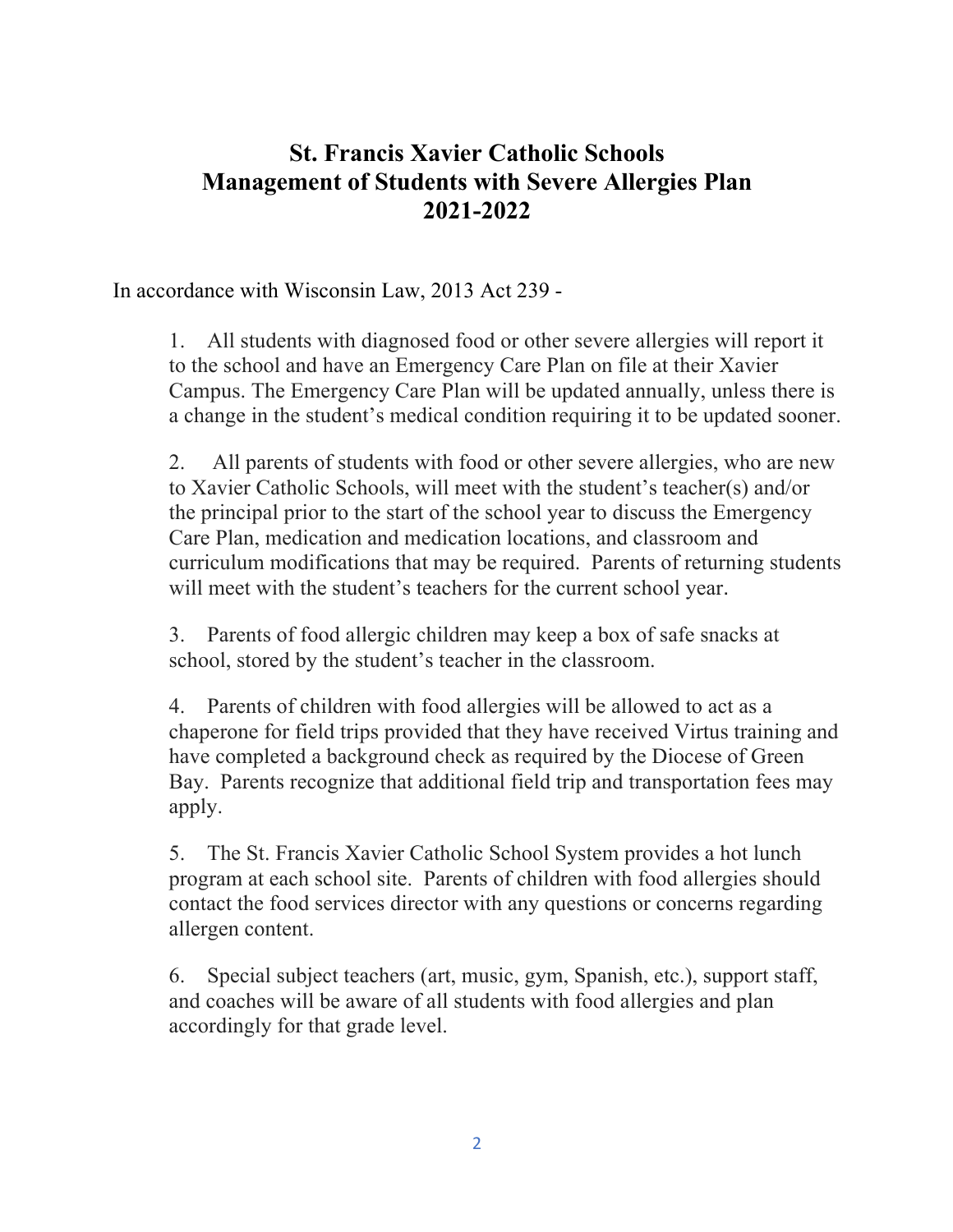# St. Francis Xavier Catholic Schools
# Management of Students with Severe Allergies Plan
# 2021-2022

In accordance with Wisconsin Law, 2013 Act 239 -

1. All students with diagnosed food or other severe allergies will report it to the school and have an Emergency Care Plan on file at their Xavier Campus. The Emergency Care Plan will be updated annually, unless there is a change in the student's medical condition requiring it to be updated sooner.

2. All parents of students with food or other severe allergies, who are new to Xavier Catholic Schools, will meet with the student's teacher(s) and/or the principal prior to the start of the school year to discuss the Emergency Care Plan, medication and medication locations, and classroom and curriculum modifications that may be required. Parents of returning students will meet with the student's teachers for the current school year.

3. Parents of food allergic children may keep a box of safe snacks at school, stored by the student's teacher in the classroom.

4. Parents of children with food allergies will be allowed to act as a chaperone for field trips provided that they have received Virtus training and have completed a background check as required by the Diocese of Green Bay. Parents recognize that additional field trip and transportation fees may apply.

5. The St. Francis Xavier Catholic School System provides a hot lunch program at each school site. Parents of children with food allergies should contact the food services director with any questions or concerns regarding allergen content.

6. Special subject teachers (art, music, gym, Spanish, etc.), support staff, and coaches will be aware of all students with food allergies and plan accordingly for that grade level.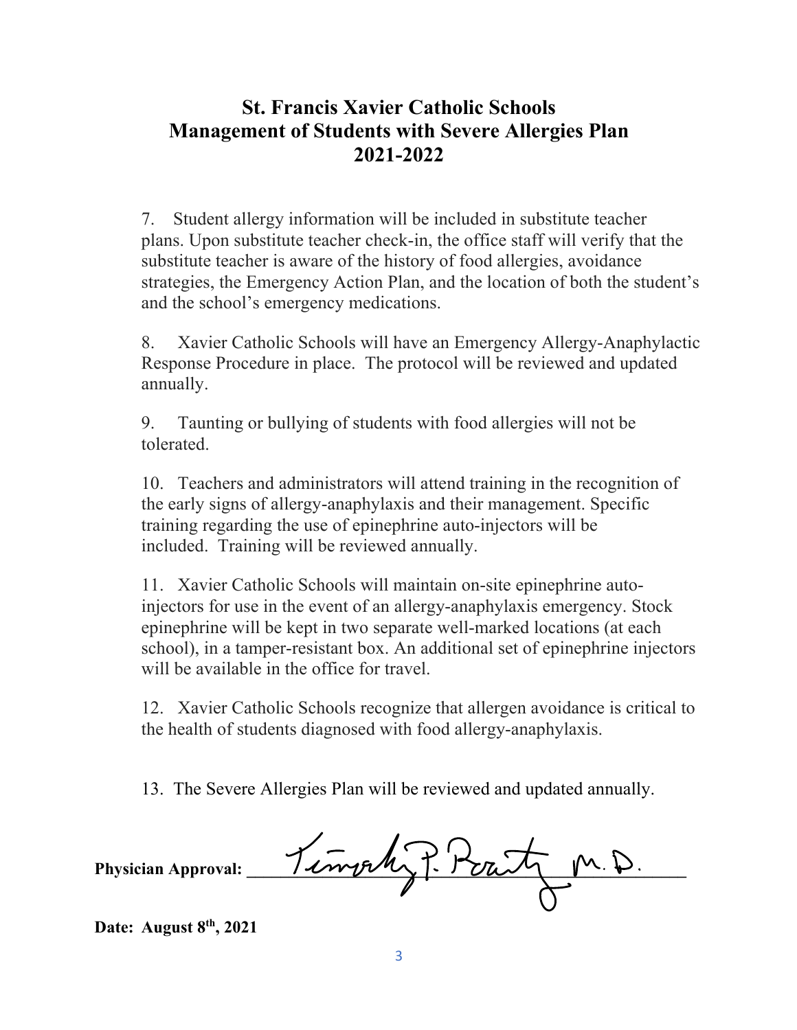# St. Francis Xavier Catholic Schools
# Management of Students with Severe Allergies Plan
# 2021-2022

7. Student allergy information will be included in substitute teacher plans. Upon substitute teacher check-in, the office staff will verify that the substitute teacher is aware of the history of food allergies, avoidance strategies, the Emergency Action Plan, and the location of both the student's and the school's emergency medications.

8. Xavier Catholic Schools will have an Emergency Allergy-Anaphylactic Response Procedure in place. The protocol will be reviewed and updated annually.

9. Taunting or bullying of students with food allergies will not be tolerated.

10. Teachers and administrators will attend training in the recognition of the early signs of allergy-anaphylaxis and their management. Specific training regarding the use of epinephrine auto-injectors will be included. Training will be reviewed annually.

11. Xavier Catholic Schools will maintain on-site epinephrine auto-injectors for use in the event of an allergy-anaphylaxis emergency. Stock epinephrine will be kept in two separate well-marked locations (at each school), in a tamper-resistant box. An additional set of epinephrine injectors will be available in the office for travel.

12. Xavier Catholic Schools recognize that allergen avoidance is critical to the health of students diagnosed with food allergy-anaphylaxis.

13. The Severe Allergies Plan will be reviewed and updated annually.

**Physician Approval:** Timothy P. Beatty M.D.

**Date: August 8th, 2021**